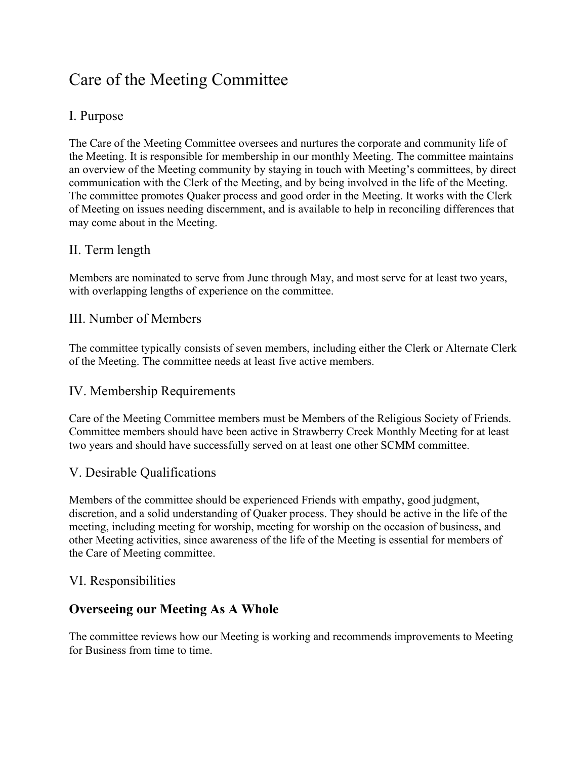# Care of the Meeting Committee

## I. Purpose

The Care of the Meeting Committee oversees and nurtures the corporate and community life of the Meeting. It is responsible for membership in our monthly Meeting. The committee maintains an overview of the Meeting community by staying in touch with Meeting's committees, by direct communication with the Clerk of the Meeting, and by being involved in the life of the Meeting. The committee promotes Quaker process and good order in the Meeting. It works with the Clerk of Meeting on issues needing discernment, and is available to help in reconciling differences that may come about in the Meeting.

## II. Term length

Members are nominated to serve from June through May, and most serve for at least two years, with overlapping lengths of experience on the committee.

## III. Number of Members

The committee typically consists of seven members, including either the Clerk or Alternate Clerk of the Meeting. The committee needs at least five active members.

## IV. Membership Requirements

Care of the Meeting Committee members must be Members of the Religious Society of Friends. Committee members should have been active in Strawberry Creek Monthly Meeting for at least two years and should have successfully served on at least one other SCMM committee.

## V. Desirable Qualifications

Members of the committee should be experienced Friends with empathy, good judgment, discretion, and a solid understanding of Quaker process. They should be active in the life of the meeting, including meeting for worship, meeting for worship on the occasion of business, and other Meeting activities, since awareness of the life of the Meeting is essential for members of the Care of Meeting committee.

## VI. Responsibilities

### Overseeing our Meeting As A Whole

The committee reviews how our Meeting is working and recommends improvements to Meeting for Business from time to time.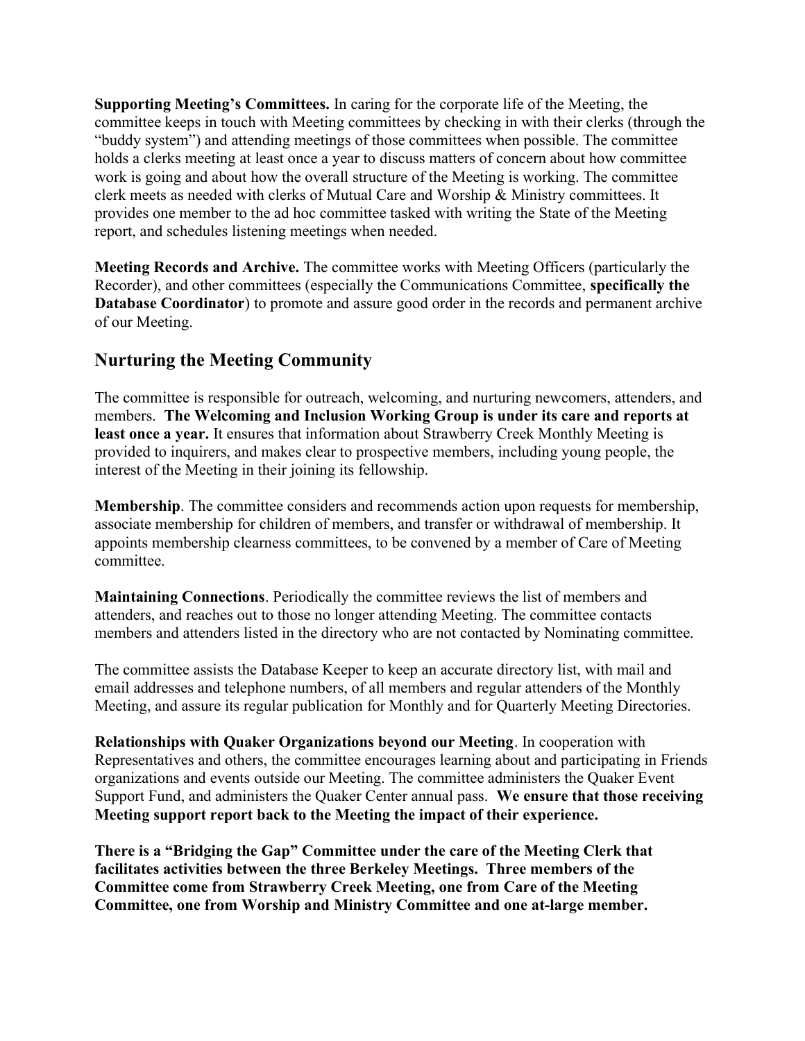**Supporting Meeting's Committees.** In caring for the corporate life of the Meeting, the committee keeps in touch with Meeting committees by checking in with their clerks (through the "buddy system") and attending meetings of those committees when possible. The committee holds a clerks meeting at least once a year to discuss matters of concern about how committee work is going and about how the overall structure of the Meeting is working. The committee clerk meets as needed with clerks of Mutual Care and Worship & Ministry committees. It provides one member to the ad hoc committee tasked with writing the State of the Meeting report, and schedules listening meetings when needed.

**Meeting Records and Archive.** The committee works with Meeting Officers (particularly the Recorder), and other committees (especially the Communications Committee, **specifically the Database Coordinator**) to promote and assure good order in the records and permanent archive of our Meeting.

## Nurturing the Meeting Community

The committee is responsible for outreach, welcoming, and nurturing newcomers, attenders, and members. **The Welcoming and Inclusion Working Group is under its care and reports at least once a year.** It ensures that information about Strawberry Creek Monthly Meeting is provided to inquirers, and makes clear to prospective members, including young people, the interest of the Meeting in their joining its fellowship.

**Membership**. The committee considers and recommends action upon requests for membership, associate membership for children of members, and transfer or withdrawal of membership. It appoints membership clearness committees, to be convened by a member of Care of Meeting committee.

**Maintaining Connections**. Periodically the committee reviews the list of members and attenders, and reaches out to those no longer attending Meeting. The committee contacts members and attenders listed in the directory who are not contacted by Nominating committee.

The committee assists the Database Keeper to keep an accurate directory list, with mail and email addresses and telephone numbers, of all members and regular attenders of the Monthly Meeting, and assure its regular publication for Monthly and for Quarterly Meeting Directories.

**Relationships with Quaker Organizations beyond our Meeting**. In cooperation with Representatives and others, the committee encourages learning about and participating in Friends organizations and events outside our Meeting. The committee administers the Quaker Event Support Fund, and administers the Quaker Center annual pass. **We ensure that those receiving Meeting support report back to the Meeting the impact of their experience.**

**There is a "Bridging the Gap" Committee under the care of the Meeting Clerk that facilitates activities between the three Berkeley Meetings. Three members of the Committee come from Strawberry Creek Meeting, one from Care of the Meeting Committee, one from Worship and Ministry Committee and one at-large member.**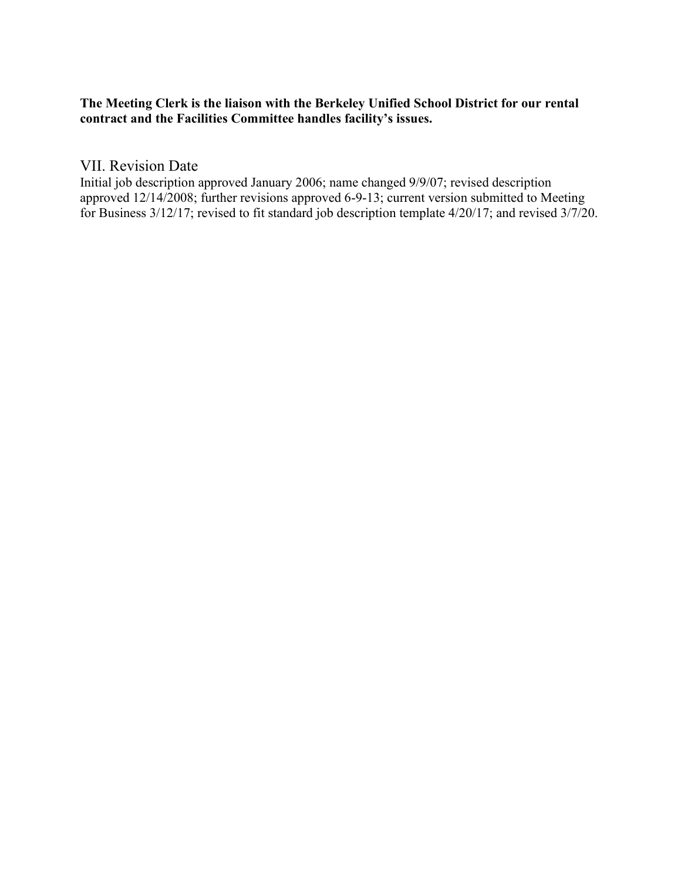**The Meeting Clerk is the liaison with the Berkeley Unified School District for our rental contract and the Facilities Committee handles facility's issues.**

## VII. Revision Date

Initial job description approved January 2006; name changed 9/9/07; revised description approved 12/14/2008; further revisions approved 6-9-13; current version submitted to Meeting for Business 3/12/17; revised to fit standard job description template 4/20/17; and revised 3/7/20.